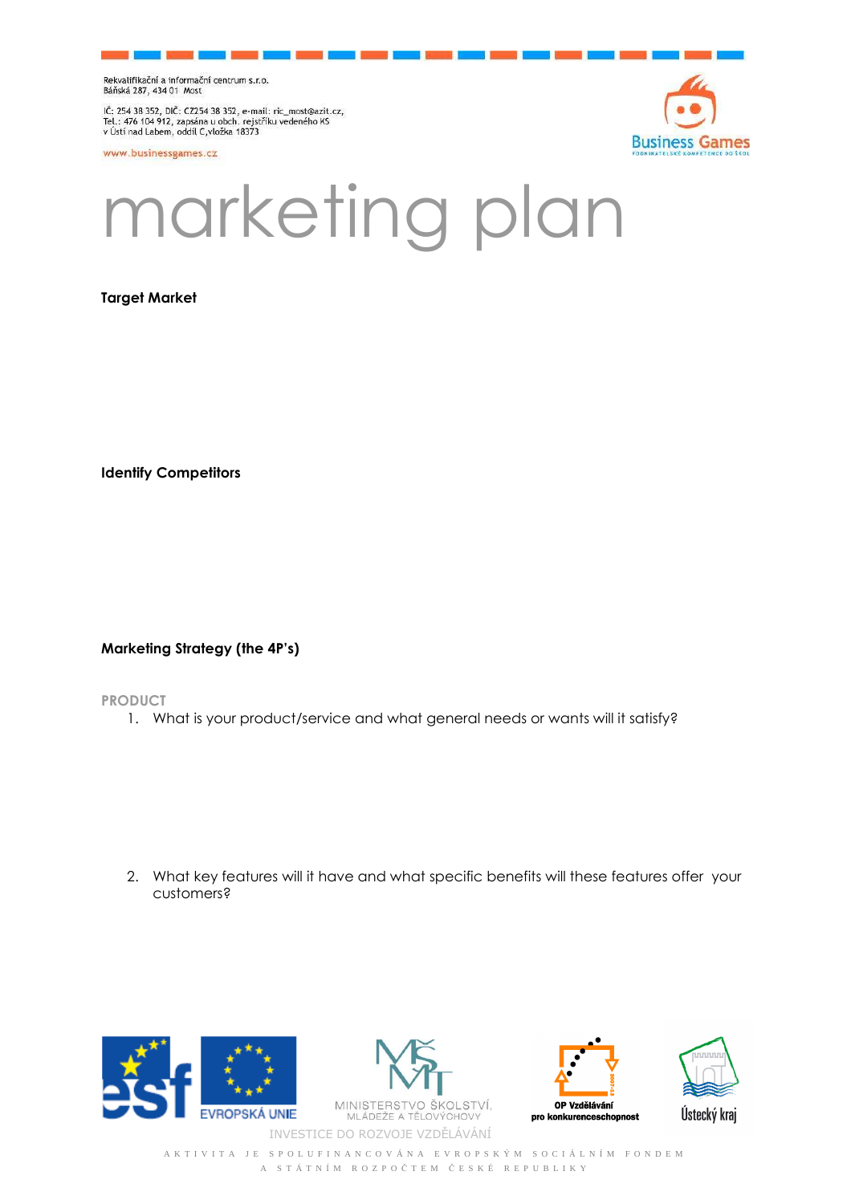Rekvalifikační a informační centrum s.r.o.
Báňská 287, 434 01 Most

IČ: 254 38 352, DIČ: CZ254 38 352, e-mail: ric_most@azit.cz,
Tel.: 476 104 912, zapsána u obch. rejstříku vedeného KS
v Ústí nad Labem, oddíl C,vložka 18373

www.businessgames.cz

# marketing plan

**Target Market**

**Identify Competitors**

**Marketing Strategy (the 4P's)**

PRODUCT

1. What is your product/service and what general needs or wants will it satisfy?

2. What key features will it have and what specific benefits will these features offer your customers?

INVESTICE DO ROZVOJE VZDĚLÁVÁNÍ

AKTIVITA JE SPOLUFINANCOVÁNA EVROPSKÝM SOCIÁLNÍM FONDEM A STÁTNÍM ROZPOČTEM ČESKÉ REPUBLIKY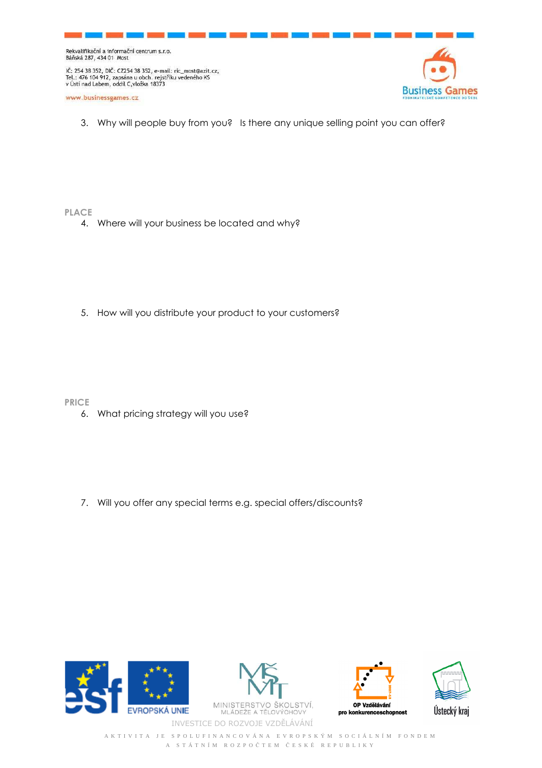3. Why will people buy from you? Is there any unique selling point you can offer?

## PLACE

4. Where will your business be located and why?

5. How will you distribute your product to your customers?

## PRICE

6. What pricing strategy will you use?

7. Will you offer any special terms e.g. special offers/discounts?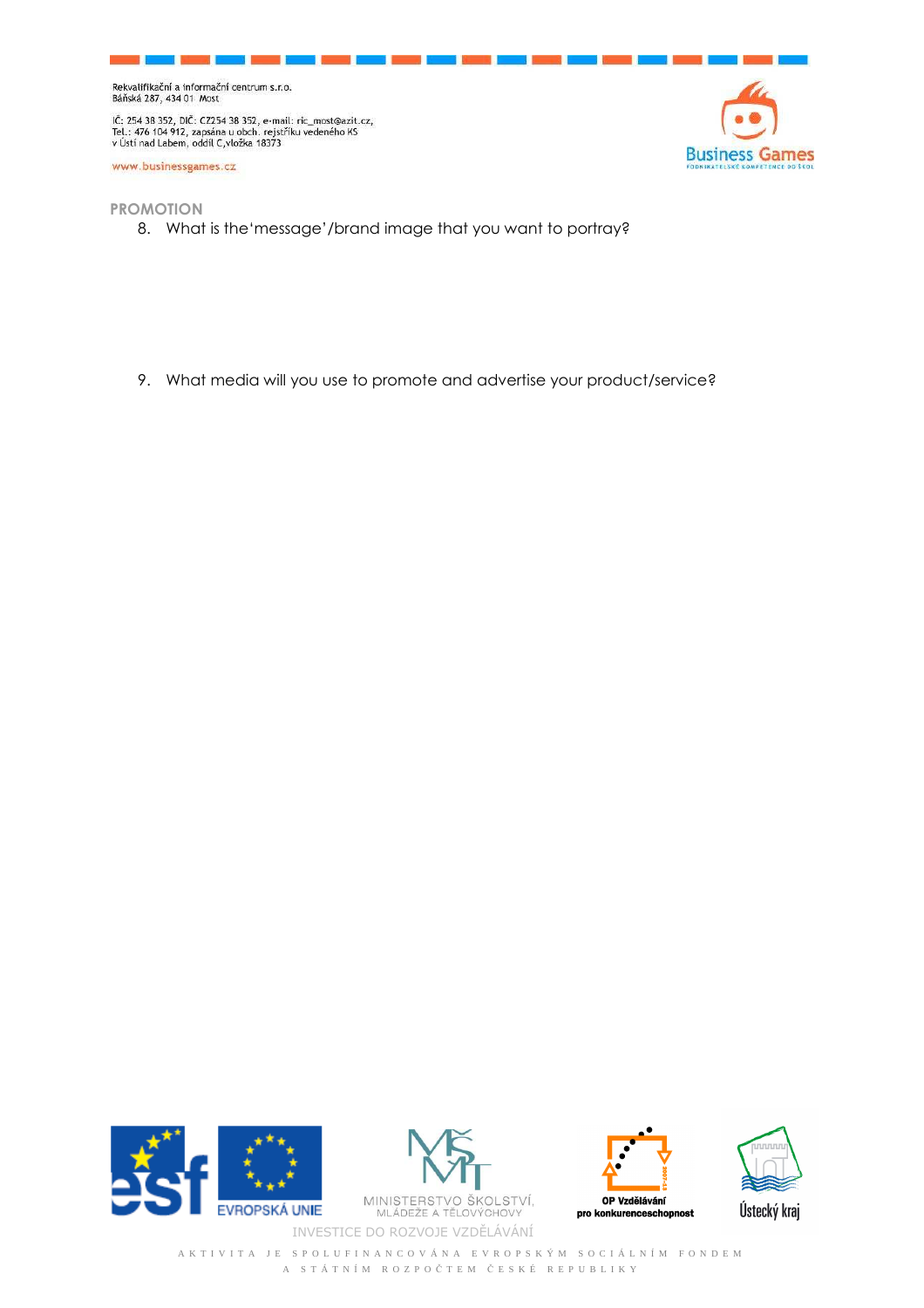## PROMOTION

8. What is the'message'/brand image that you want to portray?

9. What media will you use to promote and advertise your product/service?